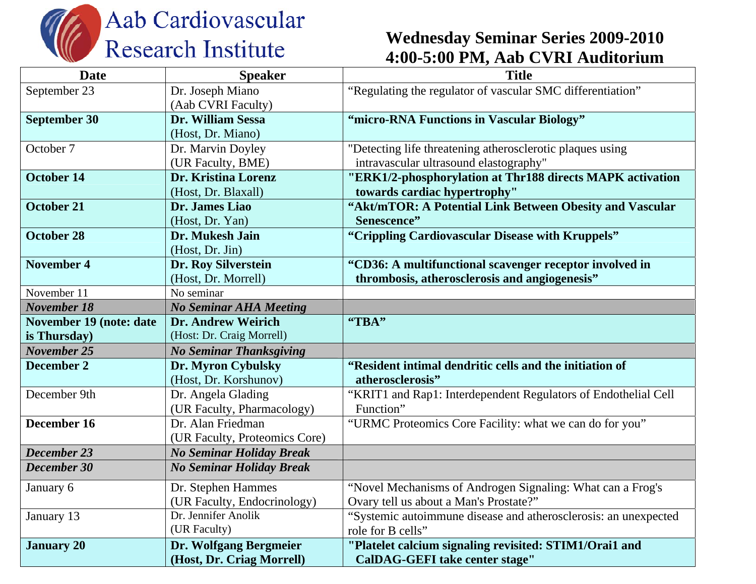# Aab Cardiovascular Research Institute

## Wednesday Seminar Series 2009-2010
## 4:00-5:00 PM, Aab CVRI Auditorium

| Date | Speaker | Title |
|---|---|---|
| September 23 | Dr. Joseph Miano (Aab CVRI Faculty) | "Regulating the regulator of vascular SMC differentiation" |
| **September 30** | **Dr. William Sessa** (Host, Dr. Miano) | **"micro-RNA Functions in Vascular Biology"** |
| October 7 | Dr. Marvin Doyley (UR Faculty, BME) | "Detecting life threatening atherosclerotic plaques using intravascular ultrasound elastography" |
| **October 14** | **Dr. Kristina Lorenz** (Host, Dr. Blaxall) | **"ERK1/2-phosphorylation at Thr188 directs MAPK activation towards cardiac hypertrophy"** |
| **October 21** | **Dr. James Liao** (Host, Dr. Yan) | **"Akt/mTOR: A Potential Link Between Obesity and Vascular Senescence"** |
| **October 28** | **Dr. Mukesh Jain** (Host, Dr. Jin) | **"Crippling Cardiovascular Disease with Kruppels"** |
| **November 4** | **Dr. Roy Silverstein** (Host, Dr. Morrell) | **"CD36: A multifunctional scavenger receptor involved in thrombosis, atherosclerosis and angiogenesis"** |
| November 11 | No seminar | |
| ***November 18*** | ***No Seminar AHA Meeting*** | |
| **November 19 (note: date is Thursday)** | **Dr. Andrew Weirich** (Host: Dr. Craig Morrell) | **"TBA"** |
| ***November 25*** | ***No Seminar Thanksgiving*** | |
| **December 2** | **Dr. Myron Cybulsky** (Host, Dr. Korshunov) | **"Resident intimal dendritic cells and the initiation of atherosclerosis"** |
| December 9th | Dr. Angela Glading (UR Faculty, Pharmacology) | "KRIT1 and Rap1: Interdependent Regulators of Endothelial Cell Function" |
| **December 16** | Dr. Alan Friedman (UR Faculty, Proteomics Core) | "URMC Proteomics Core Facility: what we can do for you" |
| ***December 23*** | ***No Seminar Holiday Break*** | |
| ***December 30*** | ***No Seminar Holiday Break*** | |
| January 6 | Dr. Stephen Hammes (UR Faculty, Endocrinology) | "Novel Mechanisms of Androgen Signaling: What can a Frog's Ovary tell us about a Man's Prostate?" |
| January 13 | Dr. Jennifer Anolik (UR Faculty) | "Systemic autoimmune disease and atherosclerosis: an unexpected role for B cells" |
| **January 20** | **Dr. Wolfgang Bergmeier (Host, Dr. Criag Morrell)** | **"Platelet calcium signaling revisited: STIM1/Orai1 and CalDAG-GEFI take center stage"** |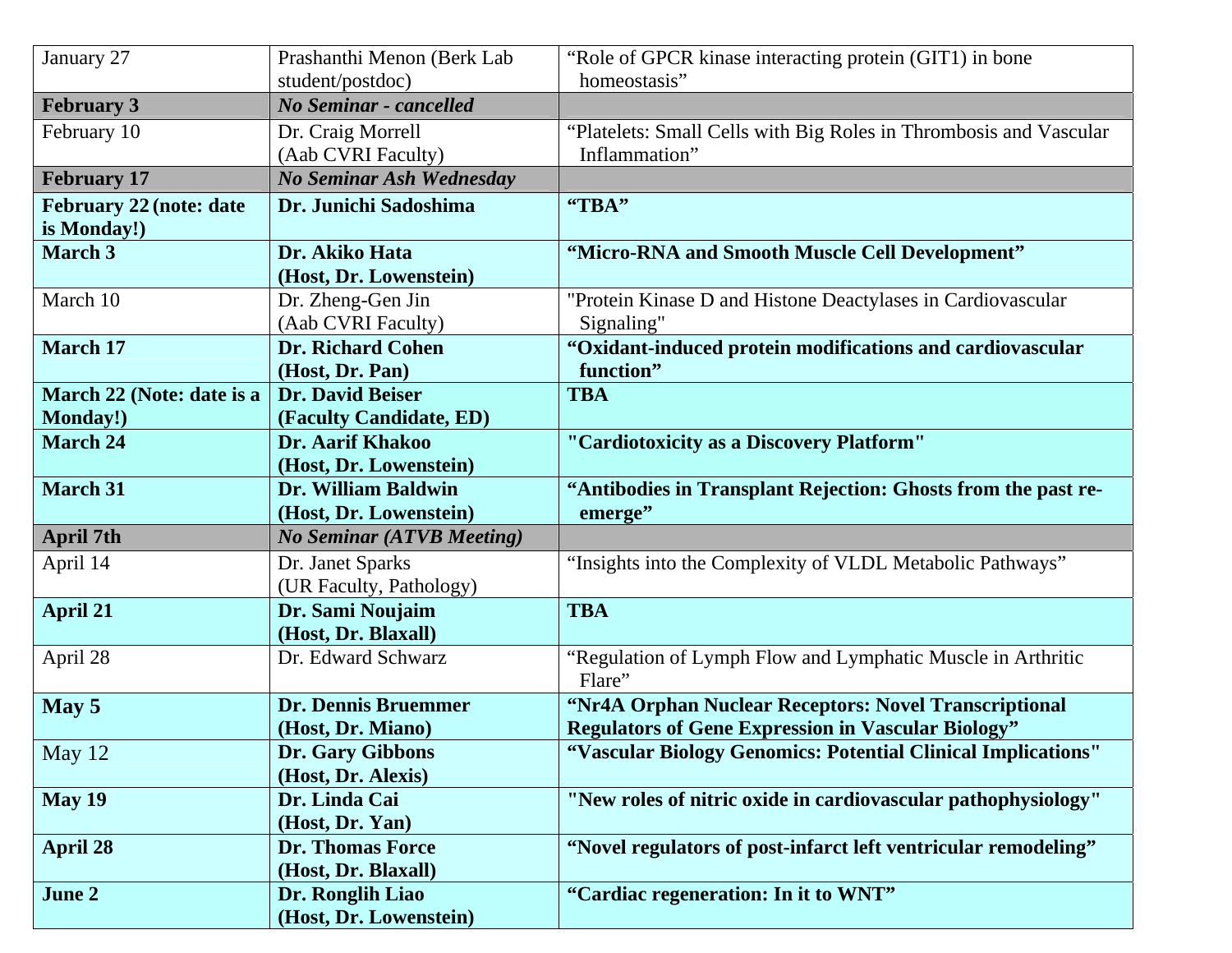| January 27 | Prashanthi Menon (Berk Lab student/postdoc) | "Role of GPCR kinase interacting protein (GIT1) in bone homeostasis" |
|---|---|---|
| **February 3** | ***No Seminar - cancelled*** | |
| February 10 | Dr. Craig Morrell (Aab CVRI Faculty) | "Platelets: Small Cells with Big Roles in Thrombosis and Vascular Inflammation" |
| **February 17** | ***No Seminar Ash Wednesday*** | |
| **February 22 (note: date is Monday!)** | **Dr. Junichi Sadoshima** | **"TBA"** |
| **March 3** | **Dr. Akiko Hata (Host, Dr. Lowenstein)** | **"Micro-RNA and Smooth Muscle Cell Development"** |
| March 10 | Dr. Zheng-Gen Jin (Aab CVRI Faculty) | "Protein Kinase D and Histone Deactylases in Cardiovascular Signaling" |
| **March 17** | **Dr. Richard Cohen (Host, Dr. Pan)** | **"Oxidant-induced protein modifications and cardiovascular function"** |
| **March 22 (Note: date is a Monday!)** | **Dr. David Beiser (Faculty Candidate, ED)** | **TBA** |
| **March 24** | **Dr. Aarif Khakoo (Host, Dr. Lowenstein)** | **"Cardiotoxicity as a Discovery Platform"** |
| **March 31** | **Dr. William Baldwin (Host, Dr. Lowenstein)** | **"Antibodies in Transplant Rejection: Ghosts from the past re-emerge"** |
| **April 7th** | ***No Seminar (ATVB Meeting)*** | |
| April 14 | Dr. Janet Sparks (UR Faculty, Pathology) | "Insights into the Complexity of VLDL Metabolic Pathways" |
| **April 21** | **Dr. Sami Noujaim (Host, Dr. Blaxall)** | **TBA** |
| April 28 | Dr. Edward Schwarz | "Regulation of Lymph Flow and Lymphatic Muscle in Arthritic Flare" |
| **May 5** | **Dr. Dennis Bruemmer (Host, Dr. Miano)** | **"Nr4A Orphan Nuclear Receptors: Novel Transcriptional Regulators of Gene Expression in Vascular Biology"** |
| May 12 | **Dr. Gary Gibbons (Host, Dr. Alexis)** | **"Vascular Biology Genomics: Potential Clinical Implications"** |
| **May 19** | **Dr. Linda Cai (Host, Dr. Yan)** | **"New roles of nitric oxide in cardiovascular pathophysiology"** |
| **April 28** | **Dr. Thomas Force (Host, Dr. Blaxall)** | **"Novel regulators of post-infarct left ventricular remodeling"** |
| **June 2** | **Dr. Ronglih Liao (Host, Dr. Lowenstein)** | **"Cardiac regeneration: In it to WNT"** |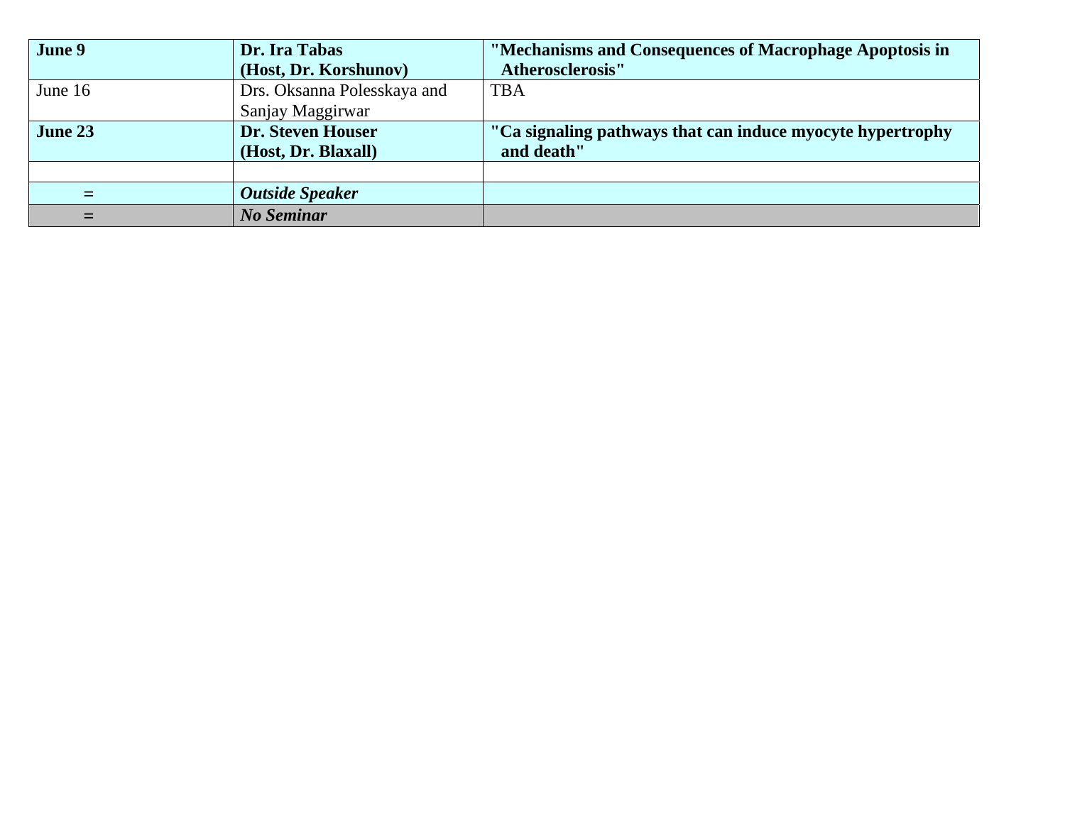| | | |
|---|---|---|
| **June 9** | **Dr. Ira Tabas (Host, Dr. Korshunov)** | **"Mechanisms and Consequences of Macrophage Apoptosis in Atherosclerosis"** |
| June 16 | Drs. Oksanna Polesskaya and Sanjay Maggirwar | TBA |
| **June 23** | **Dr. Steven Houser (Host, Dr. Blaxall)** | **"Ca signaling pathways that can induce myocyte hypertrophy and death"** |
| | | |
| **=** | ***Outside Speaker*** | |
| **=** | ***No Seminar*** | |